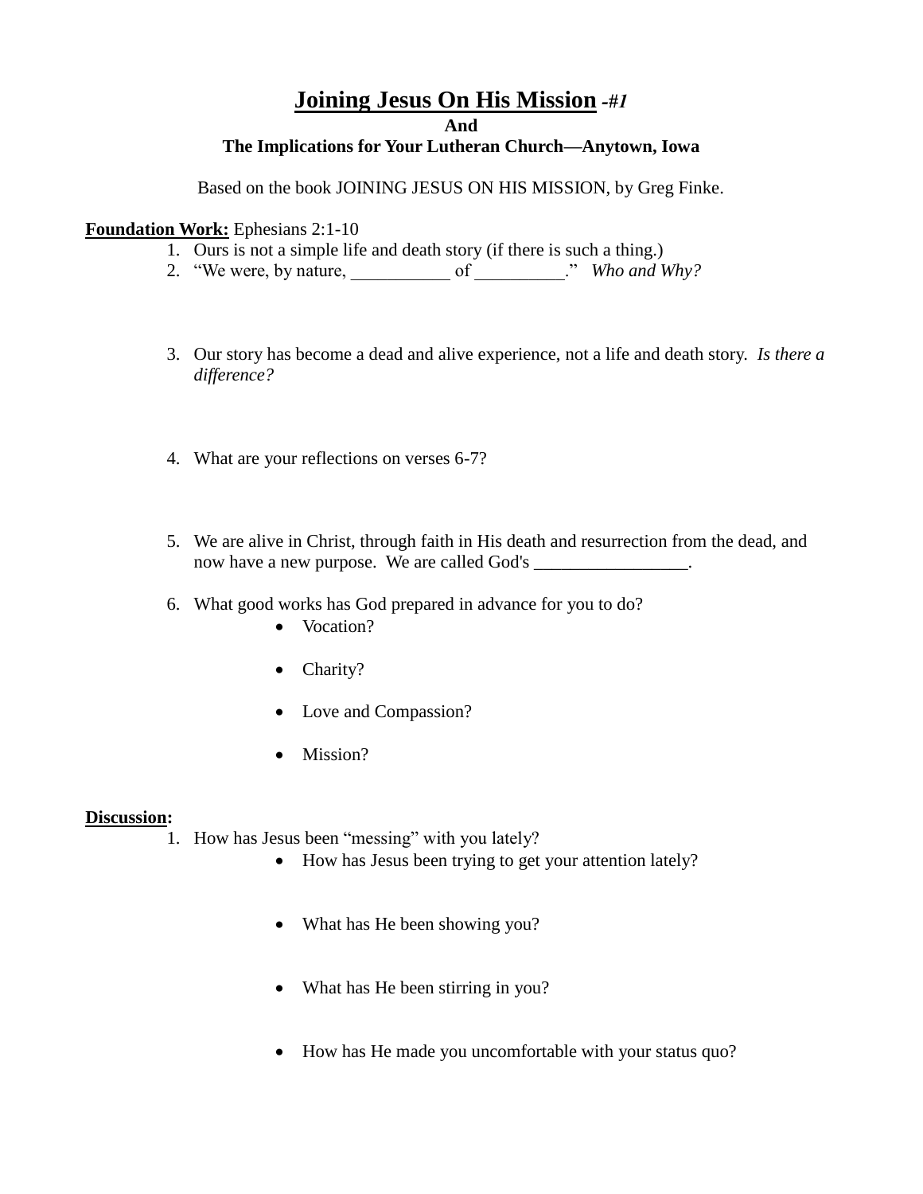# <u>Joining Jesus On His Mission</u> *-#1*

**And**

**The Implications for Your Lutheran Church—Anytown, Iowa**

Based on the book JOINING JESUS ON HIS MISSION, by Greg Finke.

**<u>Foundation Work:</u>** Ephesians 2:1-10

1. Ours is not a simple life and death story (if there is such a thing.)
2. "We were, by nature, ___________ of __________." *Who and Why?*
3. Our story has become a dead and alive experience, not a life and death story. *Is there a difference?*
4. What are your reflections on verses 6-7?
5. We are alive in Christ, through faith in His death and resurrection from the dead, and now have a new purpose. We are called God's _________________.
6. What good works has God prepared in advance for you to do?
   - Vocation?
   - Charity?
   - Love and Compassion?
   - Mission?

**<u>Discussion</u>:**

1. How has Jesus been "messing" with you lately?
   - How has Jesus been trying to get your attention lately?
   - What has He been showing you?
   - What has He been stirring in you?
   - How has He made you uncomfortable with your status quo?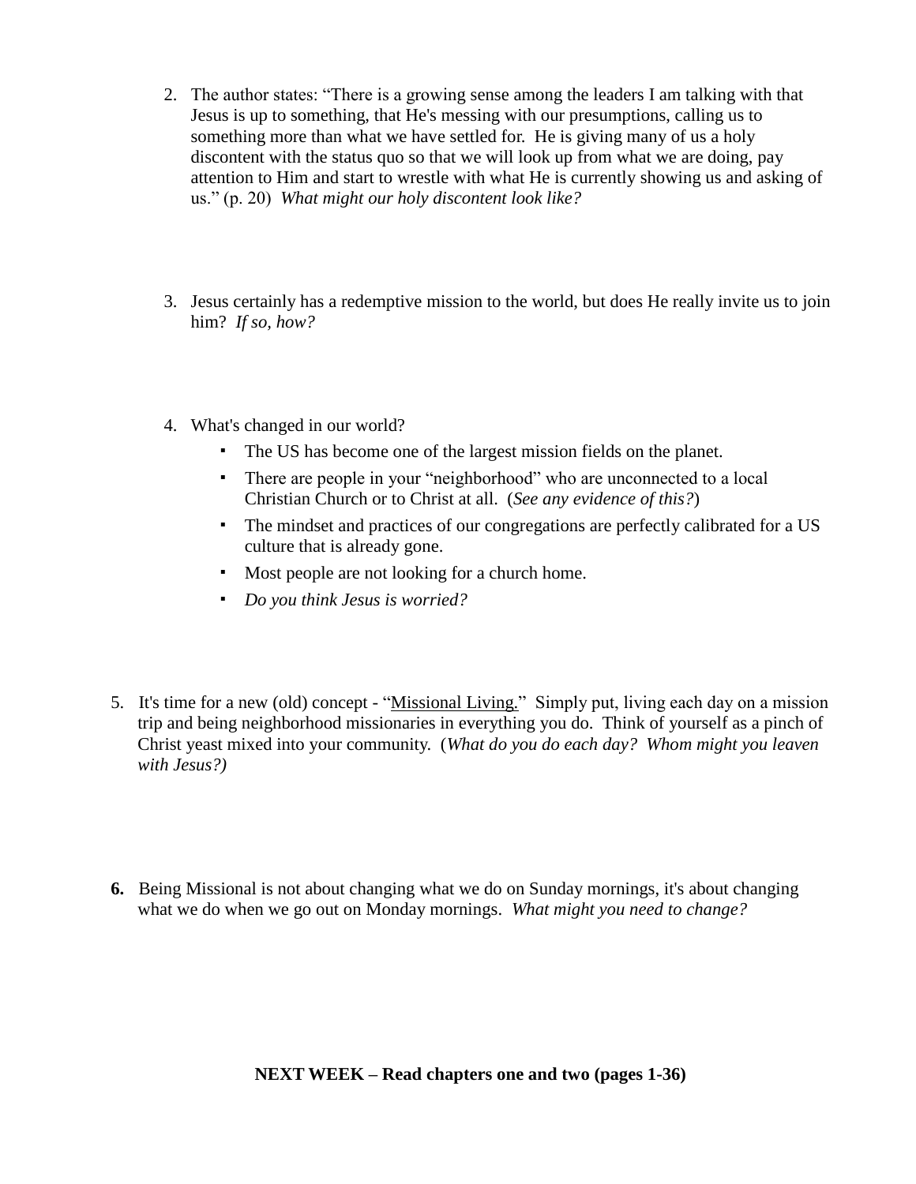2. The author states: "There is a growing sense among the leaders I am talking with that Jesus is up to something, that He's messing with our presumptions, calling us to something more than what we have settled for. He is giving many of us a holy discontent with the status quo so that we will look up from what we are doing, pay attention to Him and start to wrestle with what He is currently showing us and asking of us." (p. 20) *What might our holy discontent look like?*

3. Jesus certainly has a redemptive mission to the world, but does He really invite us to join him? *If so, how?*

4. What's changed in our world?
   - The US has become one of the largest mission fields on the planet.
   - There are people in your "neighborhood" who are unconnected to a local Christian Church or to Christ at all. (*See any evidence of this?*)
   - The mindset and practices of our congregations are perfectly calibrated for a US culture that is already gone.
   - Most people are not looking for a church home.
   - *Do you think Jesus is worried?*

5. It's time for a new (old) concept - "<u>Missional Living.</u>" Simply put, living each day on a mission trip and being neighborhood missionaries in everything you do. Think of yourself as a pinch of Christ yeast mixed into your community. (*What do you do each day? Whom might you leaven with Jesus?)*

**6.** Being Missional is not about changing what we do on Sunday mornings, it's about changing what we do when we go out on Monday mornings. *What might you need to change?*

**NEXT WEEK – Read chapters one and two (pages 1-36)**